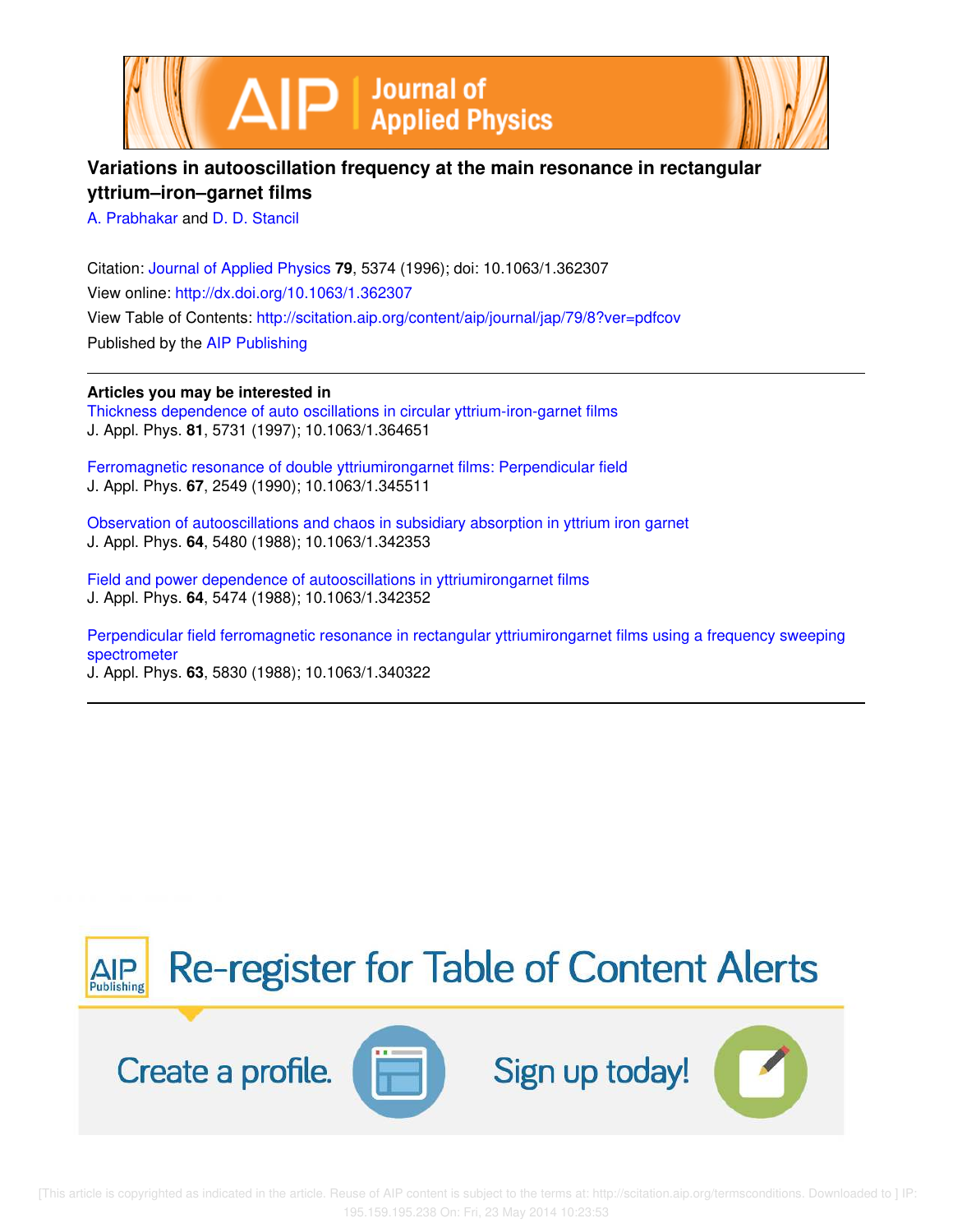# Variations in autooscillation frequency at the main resonance in rectangular yttrium–iron–garnet films

A. Prabhakar and D. D. Stancil

Citation: Journal of Applied Physics **79**, 5374 (1996); doi: 10.1063/1.362307

View online: http://dx.doi.org/10.1063/1.362307

View Table of Contents: http://scitation.aip.org/content/aip/journal/jap/79/8?ver=pdfcov

Published by the AIP Publishing

## Articles you may be interested in

Thickness dependence of auto oscillations in circular yttrium-iron-garnet films
J. Appl. Phys. **81**, 5731 (1997); 10.1063/1.364651

Ferromagnetic resonance of double yttriumirongarnet films: Perpendicular field
J. Appl. Phys. **67**, 2549 (1990); 10.1063/1.345511

Observation of autooscillations and chaos in subsidiary absorption in yttrium iron garnet
J. Appl. Phys. **64**, 5480 (1988); 10.1063/1.342353

Field and power dependence of autooscillations in yttriumirongarnet films
J. Appl. Phys. **64**, 5474 (1988); 10.1063/1.342352

Perpendicular field ferromagnetic resonance in rectangular yttriumirongarnet films using a frequency sweeping spectrometer
J. Appl. Phys. **63**, 5830 (1988); 10.1063/1.340322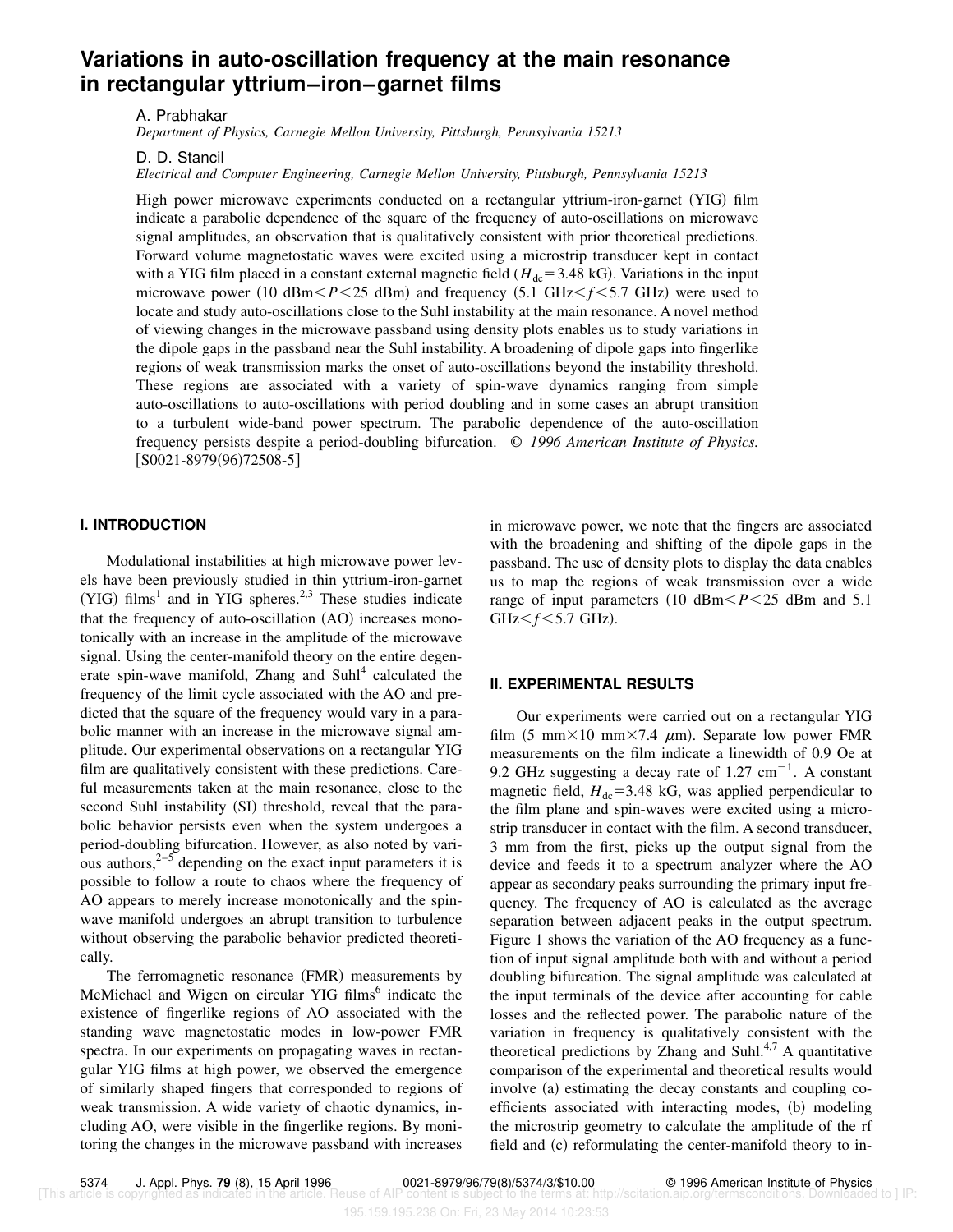# Variations in auto-oscillation frequency at the main resonance in rectangular yttrium–iron–garnet films

A. Prabhakar
*Department of Physics, Carnegie Mellon University, Pittsburgh, Pennsylvania 15213*

D. D. Stancil
*Electrical and Computer Engineering, Carnegie Mellon University, Pittsburgh, Pennsylvania 15213*

High power microwave experiments conducted on a rectangular yttrium-iron-garnet (YIG) film indicate a parabolic dependence of the square of the frequency of auto-oscillations on microwave signal amplitudes, an observation that is qualitatively consistent with prior theoretical predictions. Forward volume magnetostatic waves were excited using a microstrip transducer kept in contact with a YIG film placed in a constant external magnetic field ($H_{\rm dc}$=3.48 kG). Variations in the input microwave power (10 dBm$<P<$25 dBm) and frequency (5.1 GHz$<f<$5.7 GHz) were used to locate and study auto-oscillations close to the Suhl instability at the main resonance. A novel method of viewing changes in the microwave passband using density plots enables us to study variations in the dipole gaps in the passband near the Suhl instability. A broadening of dipole gaps into fingerlike regions of weak transmission marks the onset of auto-oscillations beyond the instability threshold. These regions are associated with a variety of spin-wave dynamics ranging from simple auto-oscillations to auto-oscillations with period doubling and in some cases an abrupt transition to a turbulent wide-band power spectrum. The parabolic dependence of the auto-oscillation frequency persists despite a period-doubling bifurcation. © *1996 American Institute of Physics.* [S0021-8979(96)72508-5]

## I. INTRODUCTION

Modulational instabilities at high microwave power levels have been previously studied in thin yttrium-iron-garnet (YIG) films[1] and in YIG spheres.[2,3] These studies indicate that the frequency of auto-oscillation (AO) increases monotonically with an increase in the amplitude of the microwave signal. Using the center-manifold theory on the entire degenerate spin-wave manifold, Zhang and Suhl[4] calculated the frequency of the limit cycle associated with the AO and predicted that the square of the frequency would vary in a parabolic manner with an increase in the microwave signal amplitude. Our experimental observations on a rectangular YIG film are qualitatively consistent with these predictions. Careful measurements taken at the main resonance, close to the second Suhl instability (SI) threshold, reveal that the parabolic behavior persists even when the system undergoes a period-doubling bifurcation. However, as also noted by various authors,[2–5] depending on the exact input parameters it is possible to follow a route to chaos where the frequency of AO appears to merely increase monotonically and the spin-wave manifold undergoes an abrupt transition to turbulence without observing the parabolic behavior predicted theoretically.

The ferromagnetic resonance (FMR) measurements by McMichael and Wigen on circular YIG films[6] indicate the existence of fingerlike regions of AO associated with the standing wave magnetostatic modes in low-power FMR spectra. In our experiments on propagating waves in rectangular YIG films at high power, we observed the emergence of similarly shaped fingers that corresponded to regions of weak transmission. A wide variety of chaotic dynamics, including AO, were visible in the fingerlike regions. By monitoring the changes in the microwave passband with increases in microwave power, we note that the fingers are associated with the broadening and shifting of the dipole gaps in the passband. The use of density plots to display the data enables us to map the regions of weak transmission over a wide range of input parameters (10 dBm$<P<$25 dBm and 5.1 GHz$<f<$5.7 GHz).

## II. EXPERIMENTAL RESULTS

Our experiments were carried out on a rectangular YIG film (5 mm×10 mm×7.4 $\mu$m). Separate low power FMR measurements on the film indicate a linewidth of 0.9 Oe at 9.2 GHz suggesting a decay rate of 1.27 cm$^{-1}$. A constant magnetic field, $H_{\rm dc}$=3.48 kG, was applied perpendicular to the film plane and spin-waves were excited using a microstrip transducer in contact with the film. A second transducer, 3 mm from the first, picks up the output signal from the device and feeds it to a spectrum analyzer where the AO appear as secondary peaks surrounding the primary input frequency. The frequency of AO is calculated as the average separation between adjacent peaks in the output spectrum. Figure 1 shows the variation of the AO frequency as a function of input signal amplitude both with and without a period doubling bifurcation. The signal amplitude was calculated at the input terminals of the device after accounting for cable losses and the reflected power. The parabolic nature of the variation in frequency is qualitatively consistent with the theoretical predictions by Zhang and Suhl.[4,7] A quantitative comparison of the experimental and theoretical results would involve (a) estimating the decay constants and coupling coefficients associated with interacting modes, (b) modeling the microstrip geometry to calculate the amplitude of the rf field and (c) reformulating the center-manifold theory to in-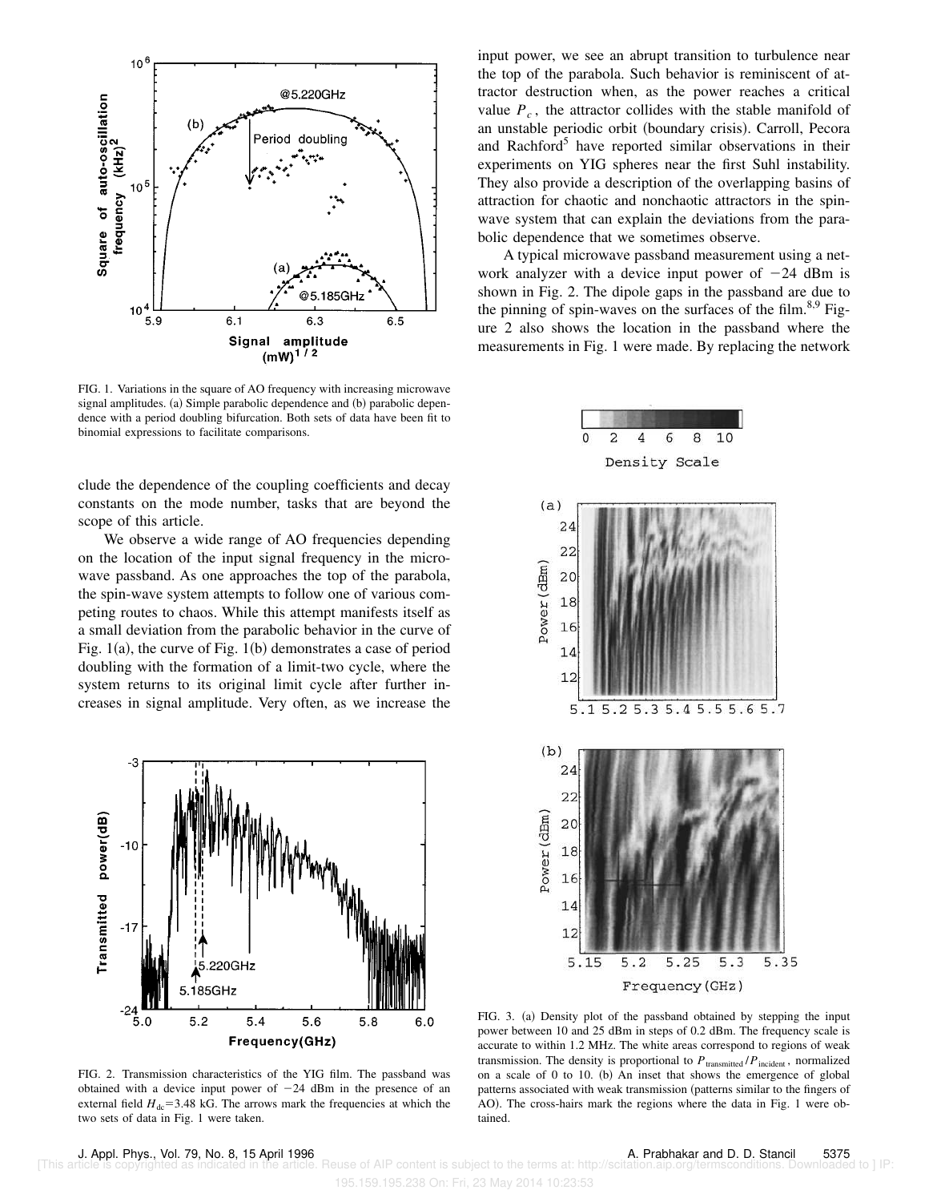FIG. 1. Variations in the square of AO frequency with increasing microwave signal amplitudes. (a) Simple parabolic dependence and (b) parabolic dependence with a period doubling bifurcation. Both sets of data have been fit to binomial expressions to facilitate comparisons.

clude the dependence of the coupling coefficients and decay constants on the mode number, tasks that are beyond the scope of this article.

We observe a wide range of AO frequencies depending on the location of the input signal frequency in the microwave passband. As one approaches the top of the parabola, the spin-wave system attempts to follow one of various competing routes to chaos. While this attempt manifests itself as a small deviation from the parabolic behavior in the curve of Fig. 1(a), the curve of Fig. 1(b) demonstrates a case of period doubling with the formation of a limit-two cycle, where the system returns to its original limit cycle after further increases in signal amplitude. Very often, as we increase the input power, we see an abrupt transition to turbulence near the top of the parabola. Such behavior is reminiscent of attractor destruction when, as the power reaches a critical value $P_c$, the attractor collides with the stable manifold of an unstable periodic orbit (boundary crisis). Carroll, Pecora and Rachford[5] have reported similar observations in their experiments on YIG spheres near the first Suhl instability. They also provide a description of the overlapping basins of attraction for chaotic and nonchaotic attractors in the spin-wave system that can explain the deviations from the parabolic dependence that we sometimes observe.

A typical microwave passband measurement using a network analyzer with a device input power of −24 dBm is shown in Fig. 2. The dipole gaps in the passband are due to the pinning of spin-waves on the surfaces of the film.[8,9] Figure 2 also shows the location in the passband where the measurements in Fig. 1 were made. By replacing the network

FIG. 2. Transmission characteristics of the YIG film. The passband was obtained with a device input power of −24 dBm in the presence of an external field $H_{dc}$=3.48 kG. The arrows mark the frequencies at which the two sets of data in Fig. 1 were taken.

FIG. 3. (a) Density plot of the passband obtained by stepping the input power between 10 and 25 dBm in steps of 0.2 dBm. The frequency scale is accurate to within 1.2 MHz. The white areas correspond to regions of weak transmission. The density is proportional to $P_{\text{transmitted}}/P_{\text{incident}}$, normalized on a scale of 0 to 10. (b) An inset that shows the emergence of global patterns associated with weak transmission (patterns similar to the fingers of AO). The cross-hairs mark the regions where the data in Fig. 1 were obtained.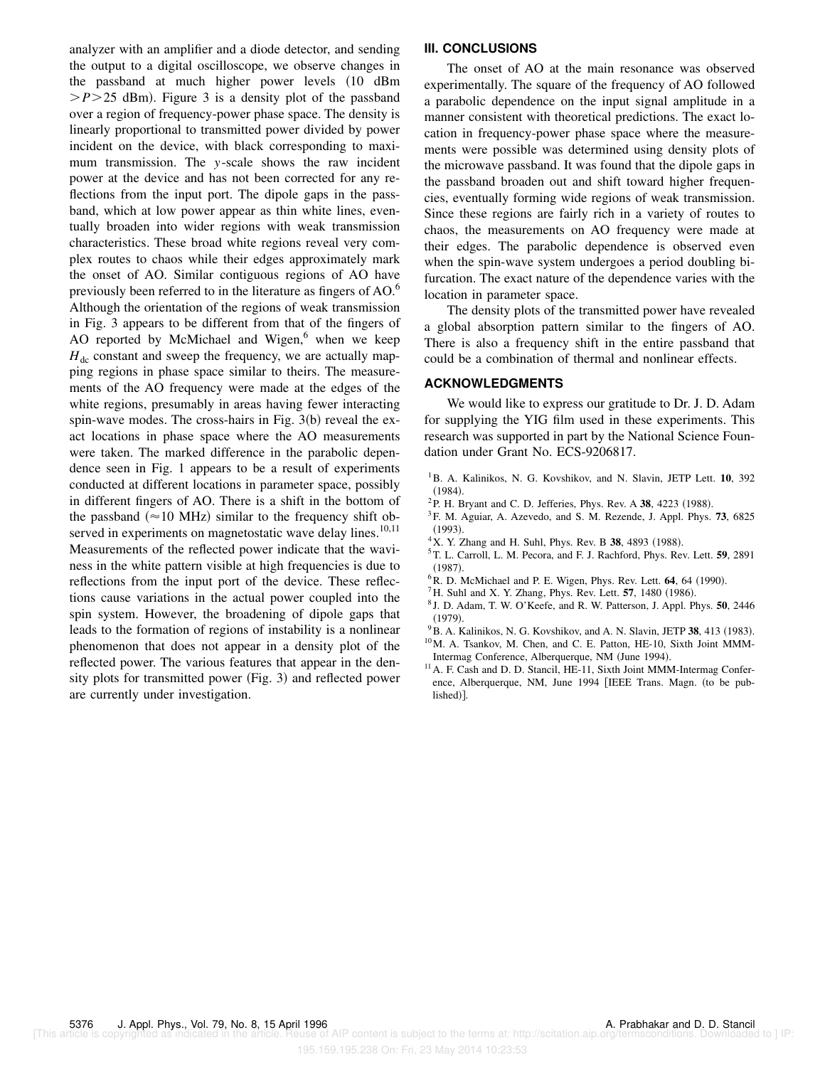analyzer with an amplifier and a diode detector, and sending the output to a digital oscilloscope, we observe changes in the passband at much higher power levels (10 dBm $>P>25$ dBm). Figure 3 is a density plot of the passband over a region of frequency-power phase space. The density is linearly proportional to transmitted power divided by power incident on the device, with black corresponding to maximum transmission. The $y$-scale shows the raw incident power at the device and has not been corrected for any reflections from the input port. The dipole gaps in the passband, which at low power appear as thin white lines, eventually broaden into wider regions with weak transmission characteristics. These broad white regions reveal very complex routes to chaos while their edges approximately mark the onset of AO. Similar contiguous regions of AO have previously been referred to in the literature as fingers of AO.[6] Although the orientation of the regions of weak transmission in Fig. 3 appears to be different from that of the fingers of AO reported by McMichael and Wigen,[6] when we keep $H_{dc}$ constant and sweep the frequency, we are actually mapping regions in phase space similar to theirs. The measurements of the AO frequency were made at the edges of the white regions, presumably in areas having fewer interacting spin-wave modes. The cross-hairs in Fig. 3(b) reveal the exact locations in phase space where the AO measurements were taken. The marked difference in the parabolic dependence seen in Fig. 1 appears to be a result of experiments conducted at different locations in parameter space, possibly in different fingers of AO. There is a shift in the bottom of the passband ($\approx$10 MHz) similar to the frequency shift observed in experiments on magnetostatic wave delay lines.[10,11] Measurements of the reflected power indicate that the waviness in the white pattern visible at high frequencies is due to reflections from the input port of the device. These reflections cause variations in the actual power coupled into the spin system. However, the broadening of dipole gaps that leads to the formation of regions of instability is a nonlinear phenomenon that does not appear in a density plot of the reflected power. The various features that appear in the density plots for transmitted power (Fig. 3) and reflected power are currently under investigation.

## III. CONCLUSIONS

The onset of AO at the main resonance was observed experimentally. The square of the frequency of AO followed a parabolic dependence on the input signal amplitude in a manner consistent with theoretical predictions. The exact location in frequency-power phase space where the measurements were possible was determined using density plots of the microwave passband. It was found that the dipole gaps in the passband broaden out and shift toward higher frequencies, eventually forming wide regions of weak transmission. Since these regions are fairly rich in a variety of routes to chaos, the measurements on AO frequency were made at their edges. The parabolic dependence is observed even when the spin-wave system undergoes a period doubling bifurcation. The exact nature of the dependence varies with the location in parameter space.

The density plots of the transmitted power have revealed a global absorption pattern similar to the fingers of AO. There is also a frequency shift in the entire passband that could be a combination of thermal and nonlinear effects.

## ACKNOWLEDGMENTS

We would like to express our gratitude to Dr. J. D. Adam for supplying the YIG film used in these experiments. This research was supported in part by the National Science Foundation under Grant No. ECS-9206817.

[1] B. A. Kalinikos, N. G. Kovshikov, and N. Slavin, JETP Lett. **10**, 392 (1984).

[2] P. H. Bryant and C. D. Jefferies, Phys. Rev. A **38**, 4223 (1988).

[3] F. M. Aguiar, A. Azevedo, and S. M. Rezende, J. Appl. Phys. **73**, 6825 (1993).

[4] X. Y. Zhang and H. Suhl, Phys. Rev. B **38**, 4893 (1988).

[5] T. L. Carroll, L. M. Pecora, and F. J. Rachford, Phys. Rev. Lett. **59**, 2891 (1987).

[6] R. D. McMichael and P. E. Wigen, Phys. Rev. Lett. **64**, 64 (1990).

[7] H. Suhl and X. Y. Zhang, Phys. Rev. Lett. **57**, 1480 (1986).

[8] J. D. Adam, T. W. O'Keefe, and R. W. Patterson, J. Appl. Phys. **50**, 2446 (1979).

[9] B. A. Kalinikos, N. G. Kovshikov, and A. N. Slavin, JETP **38**, 413 (1983).

[10] M. A. Tsankov, M. Chen, and C. E. Patton, HE-10, Sixth Joint MMM-Intermag Conference, Alberquerque, NM (June 1994).

[11] A. F. Cash and D. D. Stancil, HE-11, Sixth Joint MMM-Intermag Conference, Alberquerque, NM, June 1994 [IEEE Trans. Magn. (to be published)].